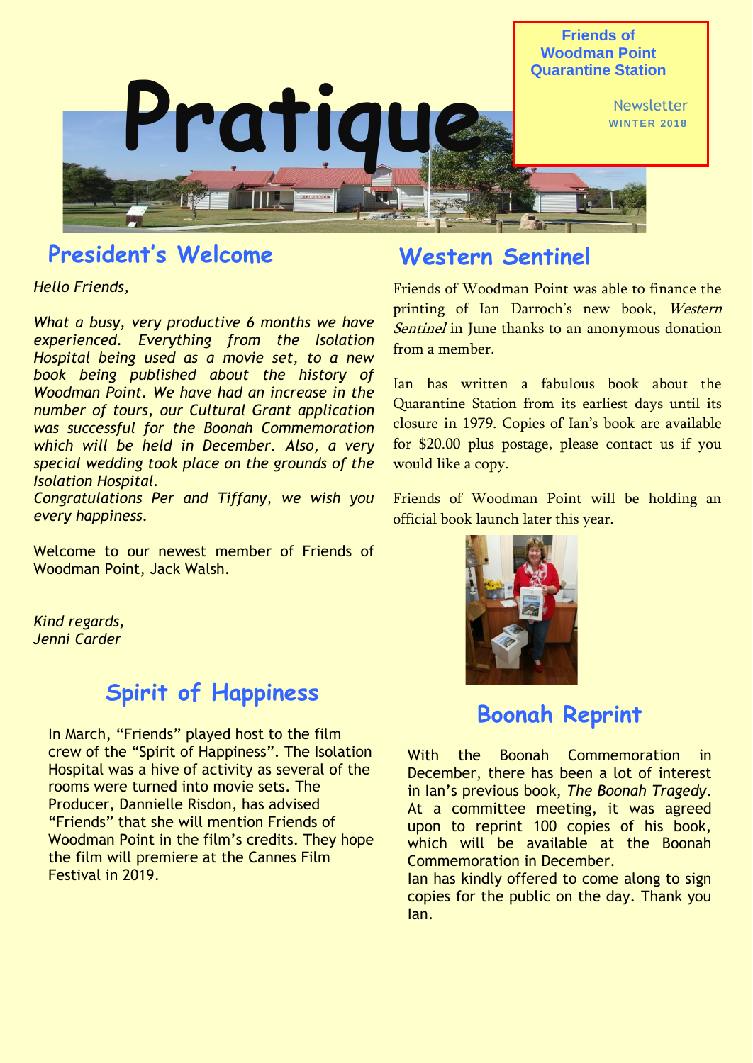# Pratique

**Friends of Woodman Point Quarantine Station**

Newsletter
**WINTER 2018**

## President's Welcome

*Hello Friends,*

*What a busy, very productive 6 months we have experienced. Everything from the Isolation Hospital being used as a movie set, to a new book being published about the history of Woodman Point. We have had an increase in the number of tours, our Cultural Grant application was successful for the Boonah Commemoration which will be held in December. Also, a very special wedding took place on the grounds of the Isolation Hospital.*
*Congratulations Per and Tiffany, we wish you every happiness.*

Welcome to our newest member of Friends of Woodman Point, Jack Walsh.

*Kind regards,*
*Jenni Carder*

## Spirit of Happiness

In March, "Friends" played host to the film crew of the "Spirit of Happiness". The Isolation Hospital was a hive of activity as several of the rooms were turned into movie sets. The Producer, Dannielle Risdon, has advised "Friends" that she will mention Friends of Woodman Point in the film's credits. They hope the film will premiere at the Cannes Film Festival in 2019.

## Western Sentinel

Friends of Woodman Point was able to finance the printing of Ian Darroch's new book, *Western Sentinel* in June thanks to an anonymous donation from a member.

Ian has written a fabulous book about the Quarantine Station from its earliest days until its closure in 1979. Copies of Ian's book are available for $20.00 plus postage, please contact us if you would like a copy.

Friends of Woodman Point will be holding an official book launch later this year.

## Boonah Reprint

With the Boonah Commemoration in December, there has been a lot of interest in Ian's previous book, *The Boonah Tragedy*. At a committee meeting, it was agreed upon to reprint 100 copies of his book, which will be available at the Boonah Commemoration in December.
Ian has kindly offered to come along to sign copies for the public on the day. Thank you Ian.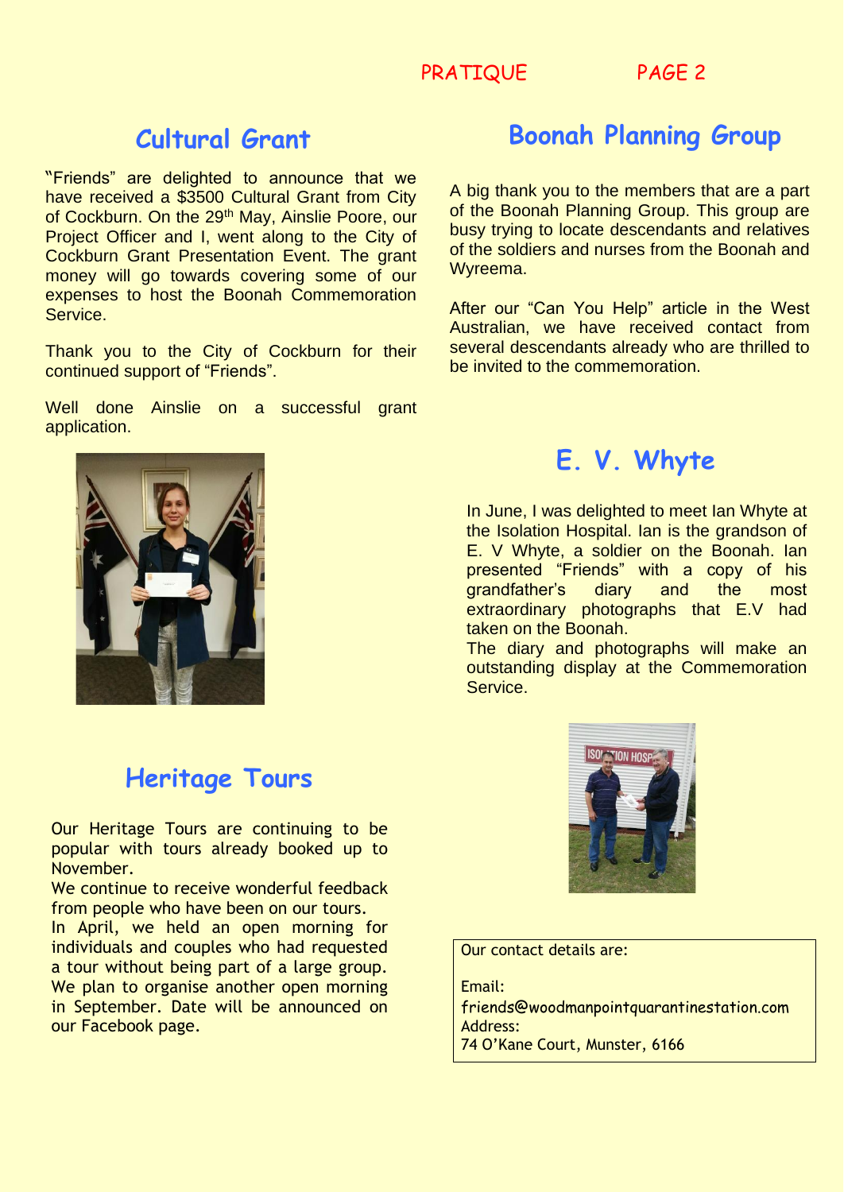## Cultural Grant

"Friends" are delighted to announce that we have received a $3500 Cultural Grant from City of Cockburn. On the 29th May, Ainslie Poore, our Project Officer and I, went along to the City of Cockburn Grant Presentation Event. The grant money will go towards covering some of our expenses to host the Boonah Commemoration Service.

Thank you to the City of Cockburn for their continued support of "Friends".

Well done Ainslie on a successful grant application.

## Heritage Tours

Our Heritage Tours are continuing to be popular with tours already booked up to November.

We continue to receive wonderful feedback from people who have been on our tours.

In April, we held an open morning for individuals and couples who had requested a tour without being part of a large group. We plan to organise another open morning in September. Date will be announced on our Facebook page.

## Boonah Planning Group

A big thank you to the members that are a part of the Boonah Planning Group. This group are busy trying to locate descendants and relatives of the soldiers and nurses from the Boonah and Wyreema.

After our "Can You Help" article in the West Australian, we have received contact from several descendants already who are thrilled to be invited to the commemoration.

## E. V. Whyte

In June, I was delighted to meet Ian Whyte at the Isolation Hospital. Ian is the grandson of E. V Whyte, a soldier on the Boonah. Ian presented "Friends" with a copy of his grandfather's diary and the most extraordinary photographs that E.V had taken on the Boonah.

The diary and photographs will make an outstanding display at the Commemoration Service.

Our contact details are:

Email:
friends@woodmanpointquarantinestation.com
Address:
74 O'Kane Court, Munster, 6166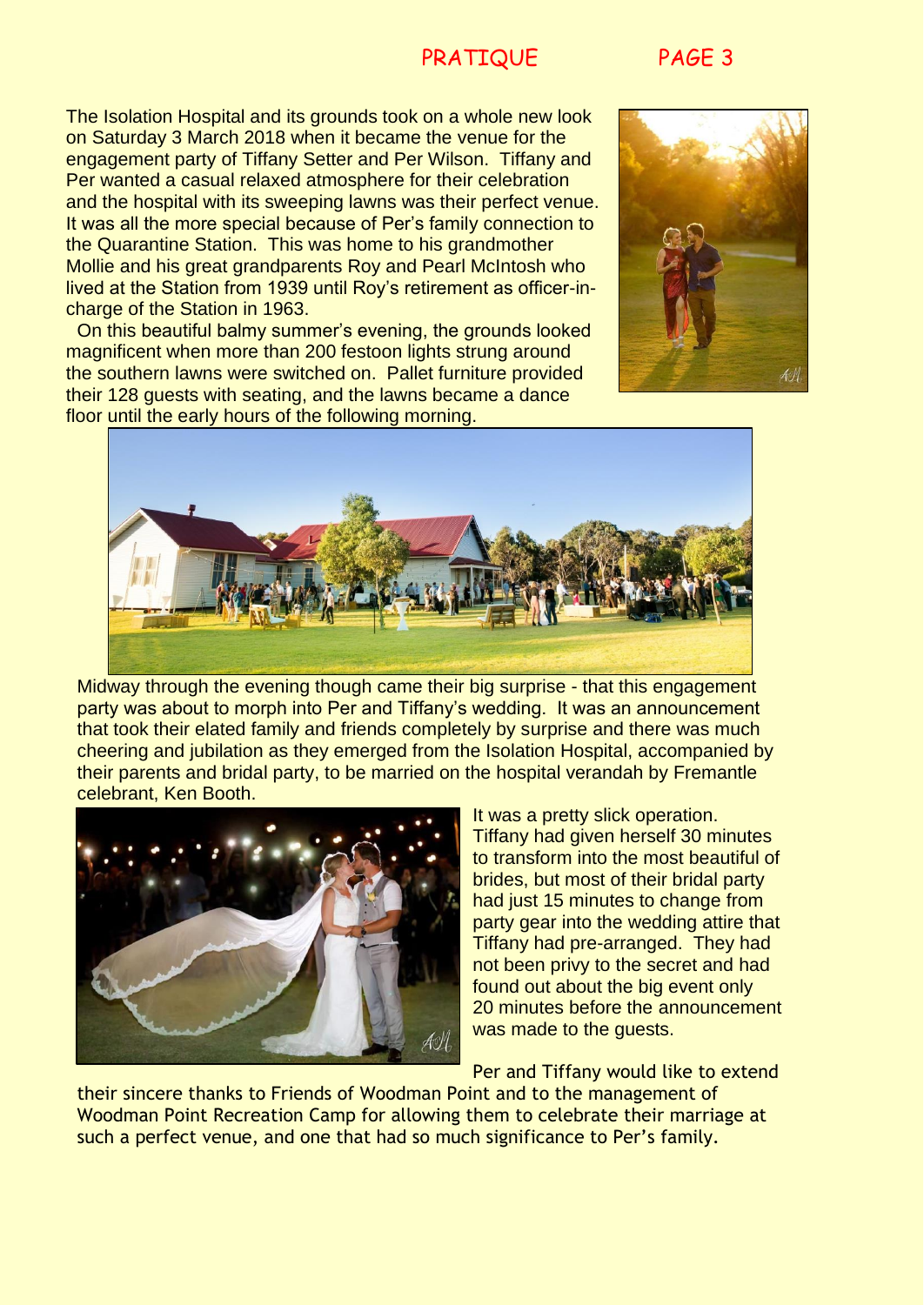The Isolation Hospital and its grounds took on a whole new look on Saturday 3 March 2018 when it became the venue for the engagement party of Tiffany Setter and Per Wilson. Tiffany and Per wanted a casual relaxed atmosphere for their celebration and the hospital with its sweeping lawns was their perfect venue. It was all the more special because of Per's family connection to the Quarantine Station. This was home to his grandmother Mollie and his great grandparents Roy and Pearl McIntosh who lived at the Station from 1939 until Roy's retirement as officer-in-charge of the Station in 1963.

On this beautiful balmy summer's evening, the grounds looked magnificent when more than 200 festoon lights strung around the southern lawns were switched on. Pallet furniture provided their 128 guests with seating, and the lawns became a dance floor until the early hours of the following morning.

Midway through the evening though came their big surprise - that this engagement party was about to morph into Per and Tiffany's wedding. It was an announcement that took their elated family and friends completely by surprise and there was much cheering and jubilation as they emerged from the Isolation Hospital, accompanied by their parents and bridal party, to be married on the hospital verandah by Fremantle celebrant, Ken Booth.

It was a pretty slick operation. Tiffany had given herself 30 minutes to transform into the most beautiful of brides, but most of their bridal party had just 15 minutes to change from party gear into the wedding attire that Tiffany had pre-arranged. They had not been privy to the secret and had found out about the big event only 20 minutes before the announcement was made to the guests.

Per and Tiffany would like to extend their sincere thanks to Friends of Woodman Point and to the management of Woodman Point Recreation Camp for allowing them to celebrate their marriage at such a perfect venue, and one that had so much significance to Per's family.